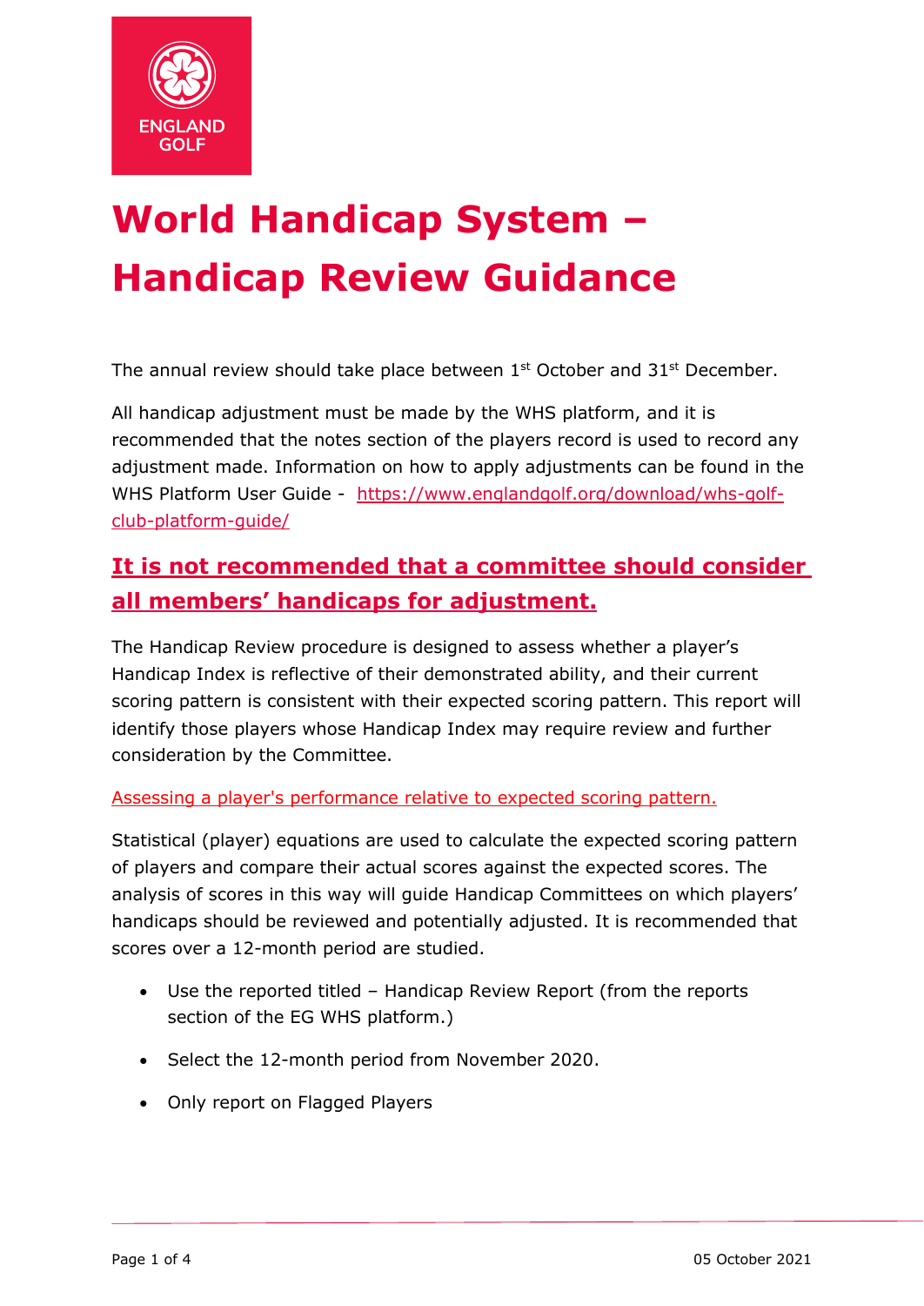ENGLAND GOLF

# World Handicap System – Handicap Review Guidance

The annual review should take place between 1st October and 31st December.

All handicap adjustment must be made by the WHS platform, and it is recommended that the notes section of the players record is used to record any adjustment made. Information on how to apply adjustments can be found in the WHS Platform User Guide - [https://www.englandgolf.org/download/whs-golf-club-platform-guide/](https://www.englandgolf.org/download/whs-golf-club-platform-guide/)

## It is not recommended that a committee should consider all members' handicaps for adjustment.

The Handicap Review procedure is designed to assess whether a player's Handicap Index is reflective of their demonstrated ability, and their current scoring pattern is consistent with their expected scoring pattern. This report will identify those players whose Handicap Index may require review and further consideration by the Committee.

Assessing a player's performance relative to expected scoring pattern.

Statistical (player) equations are used to calculate the expected scoring pattern of players and compare their actual scores against the expected scores. The analysis of scores in this way will guide Handicap Committees on which players' handicaps should be reviewed and potentially adjusted. It is recommended that scores over a 12-month period are studied.

- Use the reported titled – Handicap Review Report (from the reports section of the EG WHS platform.)
- Select the 12-month period from November 2020.
- Only report on Flagged Players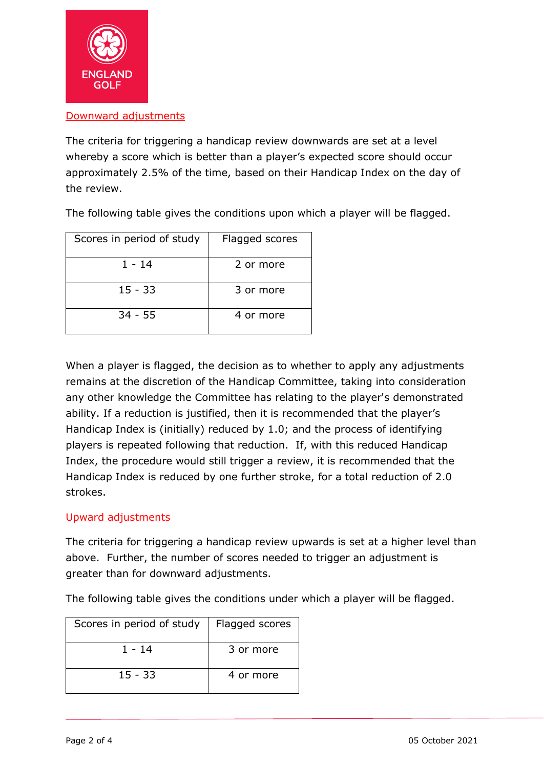## Downward adjustments

The criteria for triggering a handicap review downwards are set at a level whereby a score which is better than a player's expected score should occur approximately 2.5% of the time, based on their Handicap Index on the day of the review.

The following table gives the conditions upon which a player will be flagged.

| Scores in period of study | Flagged scores |
| --- | --- |
| 1 - 14 | 2 or more |
| 15 - 33 | 3 or more |
| 34 - 55 | 4 or more |

When a player is flagged, the decision as to whether to apply any adjustments remains at the discretion of the Handicap Committee, taking into consideration any other knowledge the Committee has relating to the player's demonstrated ability. If a reduction is justified, then it is recommended that the player's Handicap Index is (initially) reduced by 1.0; and the process of identifying players is repeated following that reduction. If, with this reduced Handicap Index, the procedure would still trigger a review, it is recommended that the Handicap Index is reduced by one further stroke, for a total reduction of 2.0 strokes.

## Upward adjustments

The criteria for triggering a handicap review upwards is set at a higher level than above. Further, the number of scores needed to trigger an adjustment is greater than for downward adjustments.

The following table gives the conditions under which a player will be flagged.

| Scores in period of study | Flagged scores |
| --- | --- |
| 1 - 14 | 3 or more |
| 15 - 33 | 4 or more |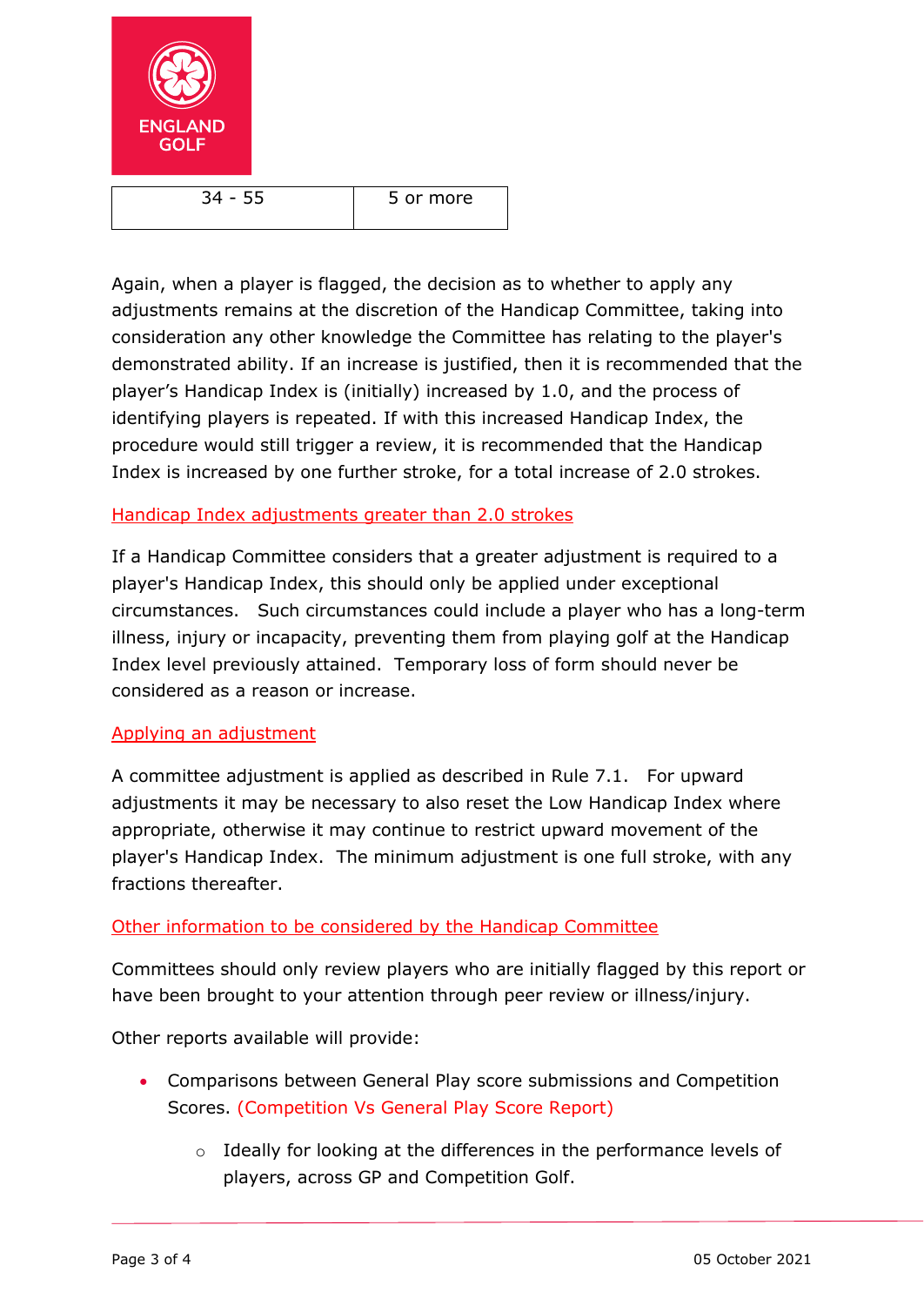| 34 - 55 | 5 or more |
|---|---|

Again, when a player is flagged, the decision as to whether to apply any adjustments remains at the discretion of the Handicap Committee, taking into consideration any other knowledge the Committee has relating to the player's demonstrated ability. If an increase is justified, then it is recommended that the player's Handicap Index is (initially) increased by 1.0, and the process of identifying players is repeated. If with this increased Handicap Index, the procedure would still trigger a review, it is recommended that the Handicap Index is increased by one further stroke, for a total increase of 2.0 strokes.

## Handicap Index adjustments greater than 2.0 strokes

If a Handicap Committee considers that a greater adjustment is required to a player's Handicap Index, this should only be applied under exceptional circumstances. Such circumstances could include a player who has a long-term illness, injury or incapacity, preventing them from playing golf at the Handicap Index level previously attained. Temporary loss of form should never be considered as a reason or increase.

## Applying an adjustment

A committee adjustment is applied as described in Rule 7.1. For upward adjustments it may be necessary to also reset the Low Handicap Index where appropriate, otherwise it may continue to restrict upward movement of the player's Handicap Index. The minimum adjustment is one full stroke, with any fractions thereafter.

## Other information to be considered by the Handicap Committee

Committees should only review players who are initially flagged by this report or have been brought to your attention through peer review or illness/injury.

Other reports available will provide:

- Comparisons between General Play score submissions and Competition Scores. (Competition Vs General Play Score Report)
    - Ideally for looking at the differences in the performance levels of players, across GP and Competition Golf.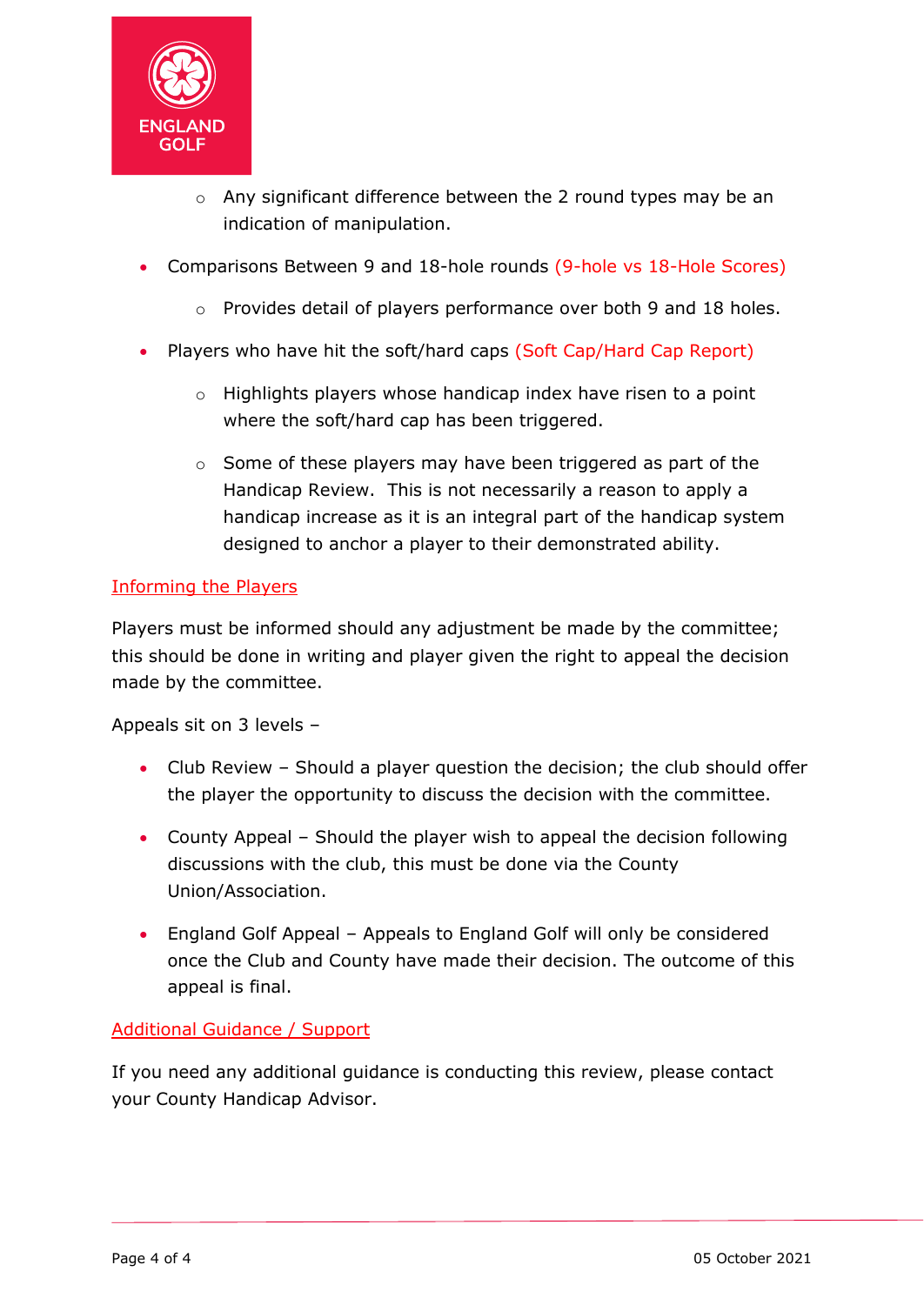- Any significant difference between the 2 round types may be an indication of manipulation.

- Comparisons Between 9 and 18-hole rounds (9-hole vs 18-Hole Scores)
   - Provides detail of players performance over both 9 and 18 holes.
- Players who have hit the soft/hard caps (Soft Cap/Hard Cap Report)
   - Highlights players whose handicap index have risen to a point where the soft/hard cap has been triggered.
   - Some of these players may have been triggered as part of the Handicap Review. This is not necessarily a reason to apply a handicap increase as it is an integral part of the handicap system designed to anchor a player to their demonstrated ability.

## Informing the Players

Players must be informed should any adjustment be made by the committee; this should be done in writing and player given the right to appeal the decision made by the committee.

Appeals sit on 3 levels –

- Club Review – Should a player question the decision; the club should offer the player the opportunity to discuss the decision with the committee.
- County Appeal – Should the player wish to appeal the decision following discussions with the club, this must be done via the County Union/Association.
- England Golf Appeal – Appeals to England Golf will only be considered once the Club and County have made their decision. The outcome of this appeal is final.

## Additional Guidance / Support

If you need any additional guidance is conducting this review, please contact your County Handicap Advisor.